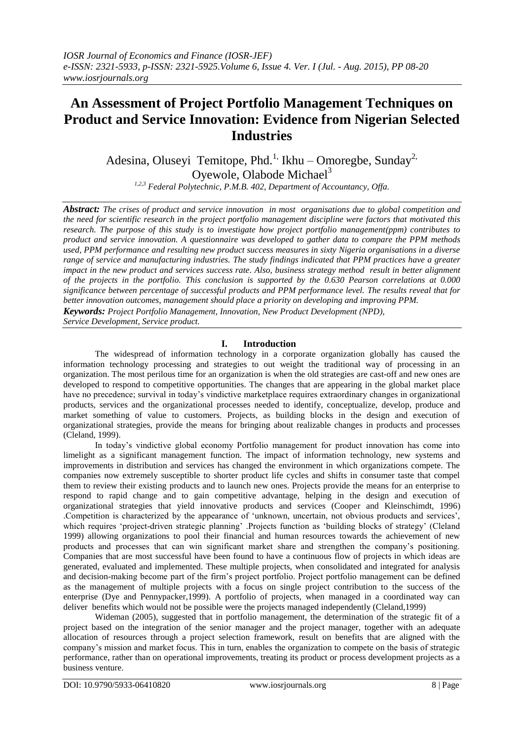# An Assessment of Project Portfolio Management Techniques on Product and Service Innovation: Evidence from Nigerian Selected Industries

Adesina, Oluseyi Temitope, Phd.[1,] Ikhu – Omoregbe, Sunday[2,] Oyewole, Olabode Michael[3]

[1,2,3] *Federal Polytechnic, P.M.B. 402, Department of Accountancy, Offa.*

***Abstract:*** *The crises of product and service innovation in most organisations due to global competition and the need for scientific research in the project portfolio management discipline were factors that motivated this research. The purpose of this study is to investigate how project portfolio management(ppm) contributes to product and service innovation. A questionnaire was developed to gather data to compare the PPM methods used, PPM performance and resulting new product success measures in sixty Nigeria organisations in a diverse range of service and manufacturing industries. The study findings indicated that PPM practices have a greater impact in the new product and services success rate. Also, business strategy method result in better alignment of the projects in the portfolio. This conclusion is supported by the 0.630 Pearson correlations at 0.000 significance between percentage of successful products and PPM performance level. The results reveal that for better innovation outcomes, management should place a priority on developing and improving PPM.*

***Keywords:*** *Project Portfolio Management, Innovation, New Product Development (NPD), Service Development, Service product.*

## I. Introduction

The widespread of information technology in a corporate organization globally has caused the information technology processing and strategies to out weight the traditional way of processing in an organization. The most perilous time for an organization is when the old strategies are cast-off and new ones are developed to respond to competitive opportunities. The changes that are appearing in the global market place have no precedence; survival in today's vindictive marketplace requires extraordinary changes in organizational products, services and the organizational processes needed to identify, conceptualize, develop, produce and market something of value to customers. Projects, as building blocks in the design and execution of organizational strategies, provide the means for bringing about realizable changes in products and processes (Cleland, 1999).

In today's vindictive global economy Portfolio management for product innovation has come into limelight as a significant management function. The impact of information technology, new systems and improvements in distribution and services has changed the environment in which organizations compete. The companies now extremely susceptible to shorter product life cycles and shifts in consumer taste that compel them to review their existing products and to launch new ones. Projects provide the means for an enterprise to respond to rapid change and to gain competitive advantage, helping in the design and execution of organizational strategies that yield innovative products and services (Cooper and Kleinschimdt, 1996) .Competition is characterized by the appearance of 'unknown, uncertain, not obvious products and services', which requires 'project-driven strategic planning' .Projects function as 'building blocks of strategy' (Cleland 1999) allowing organizations to pool their financial and human resources towards the achievement of new products and processes that can win significant market share and strengthen the company's positioning. Companies that are most successful have been found to have a continuous flow of projects in which ideas are generated, evaluated and implemented. These multiple projects, when consolidated and integrated for analysis and decision-making become part of the firm's project portfolio. Project portfolio management can be defined as the management of multiple projects with a focus on single project contribution to the success of the enterprise (Dye and Pennypacker,1999). A portfolio of projects, when managed in a coordinated way can deliver benefits which would not be possible were the projects managed independently (Cleland,1999)

Wideman (2005), suggested that in portfolio management, the determination of the strategic fit of a project based on the integration of the senior manager and the project manager, together with an adequate allocation of resources through a project selection framework, result on benefits that are aligned with the company's mission and market focus. This in turn, enables the organization to compete on the basis of strategic performance, rather than on operational improvements, treating its product or process development projects as a business venture.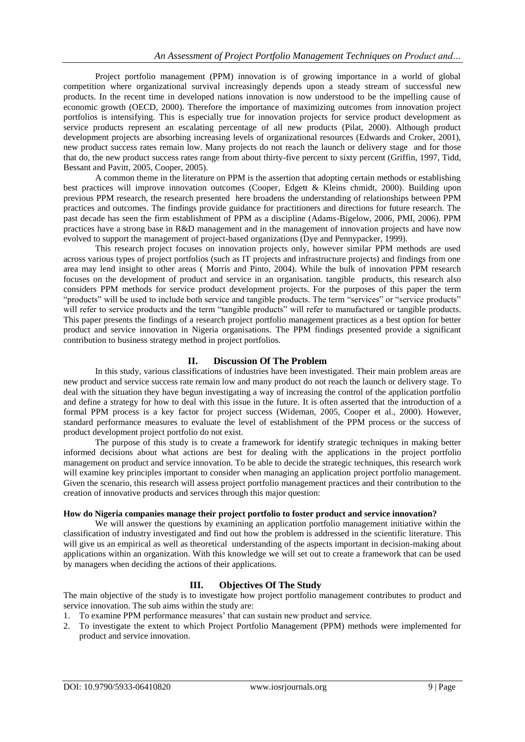Project portfolio management (PPM) innovation is of growing importance in a world of global competition where organizational survival increasingly depends upon a steady stream of successful new products. In the recent time in developed nations innovation is now understood to be the impelling cause of economic growth (OECD, 2000). Therefore the importance of maximizing outcomes from innovation project portfolios is intensifying. This is especially true for innovation projects for service product development as service products represent an escalating percentage of all new products (Pilat, 2000). Although product development projects are absorbing increasing levels of organizational resources (Edwards and Croker, 2001), new product success rates remain low. Many projects do not reach the launch or delivery stage and for those that do, the new product success rates range from about thirty-five percent to sixty percent (Griffin, 1997, Tidd, Bessant and Pavitt, 2005, Cooper, 2005).

A common theme in the literature on PPM is the assertion that adopting certain methods or establishing best practices will improve innovation outcomes (Cooper, Edgett & Kleins chmidt, 2000). Building upon previous PPM research, the research presented here broadens the understanding of relationships between PPM practices and outcomes. The findings provide guidance for practitioners and directions for future research. The past decade has seen the firm establishment of PPM as a discipline (Adams-Bigelow, 2006, PMI, 2006). PPM practices have a strong base in R&D management and in the management of innovation projects and have now evolved to support the management of project-based organizations (Dye and Pennypacker, 1999).

This research project focuses on innovation projects only, however similar PPM methods are used across various types of project portfolios (such as IT projects and infrastructure projects) and findings from one area may lend insight to other areas ( Morris and Pinto, 2004). While the bulk of innovation PPM research focuses on the development of product and service in an organisation. tangible products, this research also considers PPM methods for service product development projects. For the purposes of this paper the term "products" will be used to include both service and tangible products. The term "services" or "service products" will refer to service products and the term "tangible products" will refer to manufactured or tangible products. This paper presents the findings of a research project portfolio management practices as a best option for better product and service innovation in Nigeria organisations. The PPM findings presented provide a significant contribution to business strategy method in project portfolios.

## II. Discussion Of The Problem

In this study, various classifications of industries have been investigated. Their main problem areas are new product and service success rate remain low and many product do not reach the launch or delivery stage. To deal with the situation they have begun investigating a way of increasing the control of the application portfolio and define a strategy for how to deal with this issue in the future. It is often asserted that the introduction of a formal PPM process is a key factor for project success (Wideman, 2005, Cooper et al., 2000). However, standard performance measures to evaluate the level of establishment of the PPM process or the success of product development project portfolio do not exist.

The purpose of this study is to create a framework for identify strategic techniques in making better informed decisions about what actions are best for dealing with the applications in the project portfolio management on product and service innovation. To be able to decide the strategic techniques, this research work will examine key principles important to consider when managing an application project portfolio management. Given the scenario, this research will assess project portfolio management practices and their contribution to the creation of innovative products and services through this major question:

**How do Nigeria companies manage their project portfolio to foster product and service innovation?**

We will answer the questions by examining an application portfolio management initiative within the classification of industry investigated and find out how the problem is addressed in the scientific literature. This will give us an empirical as well as theoretical understanding of the aspects important in decision-making about applications within an organization. With this knowledge we will set out to create a framework that can be used by managers when deciding the actions of their applications.

## III. Objectives Of The Study

The main objective of the study is to investigate how project portfolio management contributes to product and service innovation. The sub aims within the study are:

1. To examine PPM performance measures' that can sustain new product and service.
2. To investigate the extent to which Project Portfolio Management (PPM) methods were implemented for product and service innovation.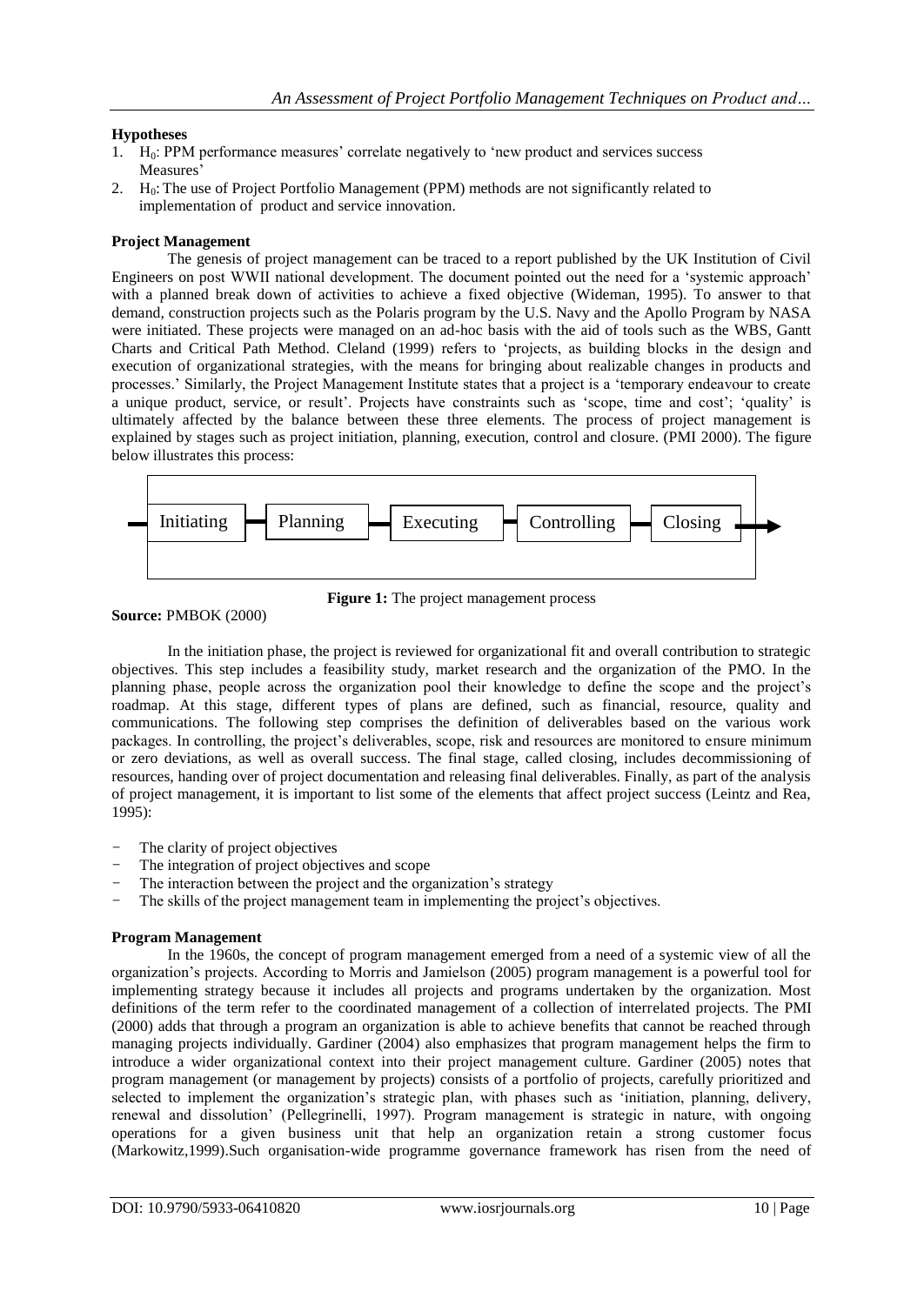### Hypotheses

1. $H_0$: PPM performance measures' correlate negatively to 'new product and services success Measures'
2. $H_0$: The use of Project Portfolio Management (PPM) methods are not significantly related to implementation of product and service innovation.

### Project Management

The genesis of project management can be traced to a report published by the UK Institution of Civil Engineers on post WWII national development. The document pointed out the need for a 'systemic approach' with a planned break down of activities to achieve a fixed objective (Wideman, 1995). To answer to that demand, construction projects such as the Polaris program by the U.S. Navy and the Apollo Program by NASA were initiated. These projects were managed on an ad-hoc basis with the aid of tools such as the WBS, Gantt Charts and Critical Path Method. Cleland (1999) refers to 'projects, as building blocks in the design and execution of organizational strategies, with the means for bringing about realizable changes in products and processes.' Similarly, the Project Management Institute states that a project is a 'temporary endeavour to create a unique product, service, or result'. Projects have constraints such as 'scope, time and cost'; 'quality' is ultimately affected by the balance between these three elements. The process of project management is explained by stages such as project initiation, planning, execution, control and closure. (PMI 2000). The figure below illustrates this process:

Initiating → Planning → Executing → Controlling → Closing

**Figure 1:** The project management process

**Source:** PMBOK (2000)

In the initiation phase, the project is reviewed for organizational fit and overall contribution to strategic objectives. This step includes a feasibility study, market research and the organization of the PMO. In the planning phase, people across the organization pool their knowledge to define the scope and the project's roadmap. At this stage, different types of plans are defined, such as financial, resource, quality and communications. The following step comprises the definition of deliverables based on the various work packages. In controlling, the project's deliverables, scope, risk and resources are monitored to ensure minimum or zero deviations, as well as overall success. The final stage, called closing, includes decommissioning of resources, handing over of project documentation and releasing final deliverables. Finally, as part of the analysis of project management, it is important to list some of the elements that affect project success (Leintz and Rea, 1995):

- The clarity of project objectives
- The integration of project objectives and scope
- The interaction between the project and the organization's strategy
- The skills of the project management team in implementing the project's objectives.

### Program Management

In the 1960s, the concept of program management emerged from a need of a systemic view of all the organization's projects. According to Morris and Jamielson (2005) program management is a powerful tool for implementing strategy because it includes all projects and programs undertaken by the organization. Most definitions of the term refer to the coordinated management of a collection of interrelated projects. The PMI (2000) adds that through a program an organization is able to achieve benefits that cannot be reached through managing projects individually. Gardiner (2004) also emphasizes that program management helps the firm to introduce a wider organizational context into their project management culture. Gardiner (2005) notes that program management (or management by projects) consists of a portfolio of projects, carefully prioritized and selected to implement the organization's strategic plan, with phases such as 'initiation, planning, delivery, renewal and dissolution' (Pellegrinelli, 1997). Program management is strategic in nature, with ongoing operations for a given business unit that help an organization retain a strong customer focus (Markowitz,1999).Such organisation-wide programme governance framework has risen from the need of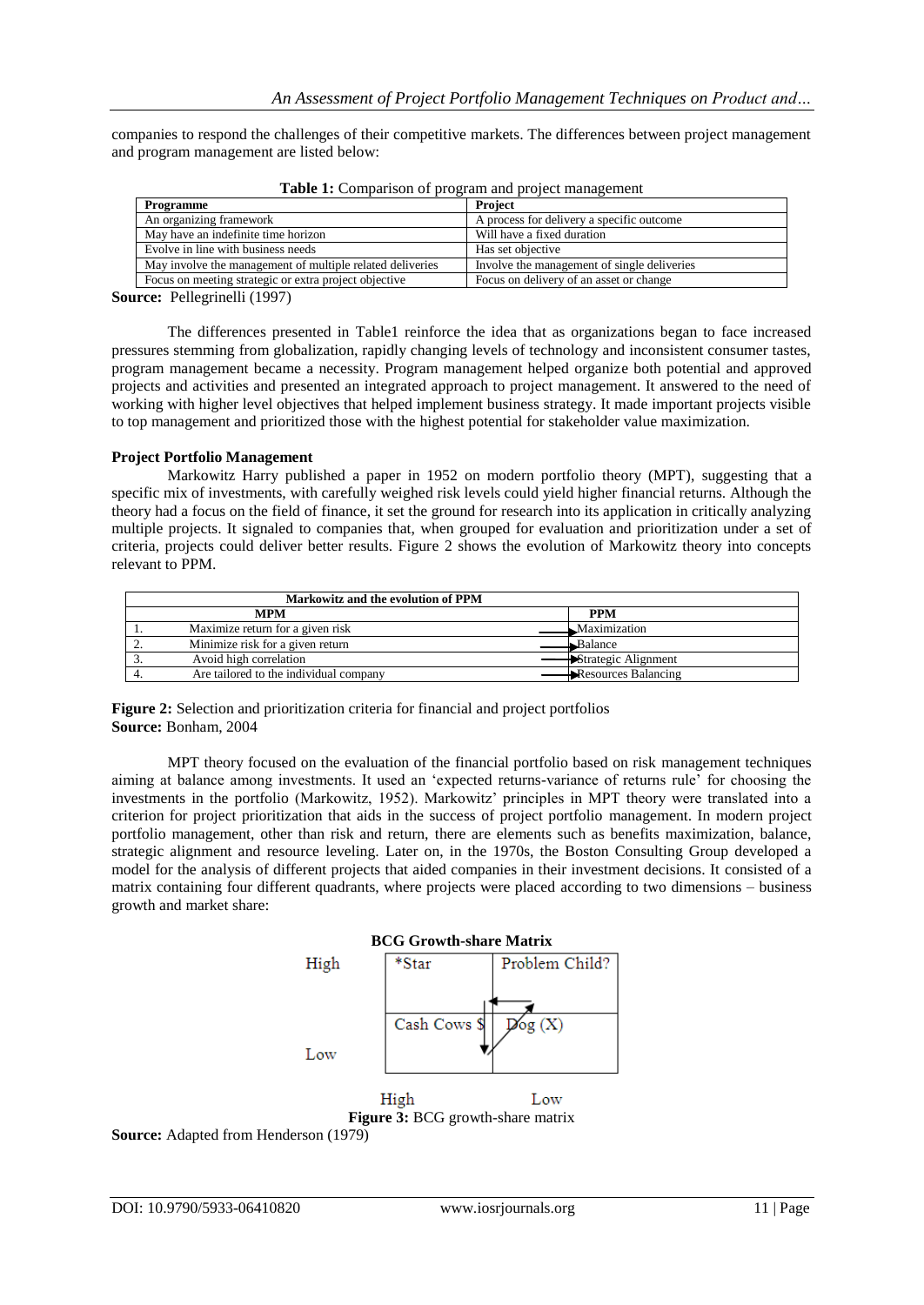companies to respond the challenges of their competitive markets. The differences between project management and program management are listed below:

**Table 1:** Comparison of program and project management

| Programme | Project |
|---|---|
| An organizing framework | A process for delivery a specific outcome |
| May have an indefinite time horizon | Will have a fixed duration |
| Evolve in line with business needs | Has set objective |
| May involve the management of multiple related deliveries | Involve the management of single deliveries |
| Focus on meeting strategic or extra project objective | Focus on delivery of an asset or change |

**Source:** Pellegrinelli (1997)

The differences presented in Table1 reinforce the idea that as organizations began to face increased pressures stemming from globalization, rapidly changing levels of technology and inconsistent consumer tastes, program management became a necessity. Program management helped organize both potential and approved projects and activities and presented an integrated approach to project management. It answered to the need of working with higher level objectives that helped implement business strategy. It made important projects visible to top management and prioritized those with the highest potential for stakeholder value maximization.

### Project Portfolio Management

Markowitz Harry published a paper in 1952 on modern portfolio theory (MPT), suggesting that a specific mix of investments, with carefully weighed risk levels could yield higher financial returns. Although the theory had a focus on the field of finance, it set the ground for research into its application in critically analyzing multiple projects. It signaled to companies that, when grouped for evaluation and prioritization under a set of criteria, projects could deliver better results. Figure 2 shows the evolution of Markowitz theory into concepts relevant to PPM.

| Markowitz and the evolution of PPM | | |
|---|---|---|
| | **MPM** | **PPM** |
| 1. | Maximize return for a given risk → | Maximization |
| 2. | Minimize risk for a given return → | Balance |
| 3. | Avoid high correlation → | Strategic Alignment |
| 4. | Are tailored to the individual company → | Resources Balancing |

**Figure 2:** Selection and prioritization criteria for financial and project portfolios
**Source:** Bonham, 2004

MPT theory focused on the evaluation of the financial portfolio based on risk management techniques aiming at balance among investments. It used an 'expected returns-variance of returns rule' for choosing the investments in the portfolio (Markowitz, 1952). Markowitz' principles in MPT theory were translated into a criterion for project prioritization that aids in the success of project portfolio management. In modern project portfolio management, other than risk and return, there are elements such as benefits maximization, balance, strategic alignment and resource leveling. Later on, in the 1970s, the Boston Consulting Group developed a model for the analysis of different projects that aided companies in their investment decisions. It consisted of a matrix containing four different quadrants, where projects were placed according to two dimensions – business growth and market share:

**BCG Growth-share Matrix**

| | High | Low |
|---|---|---|
| **High** | *Star | Problem Child? |
| **Low** | Cash Cows $ | Dog (X) |

**Figure 3:** BCG growth-share matrix
**Source:** Adapted from Henderson (1979)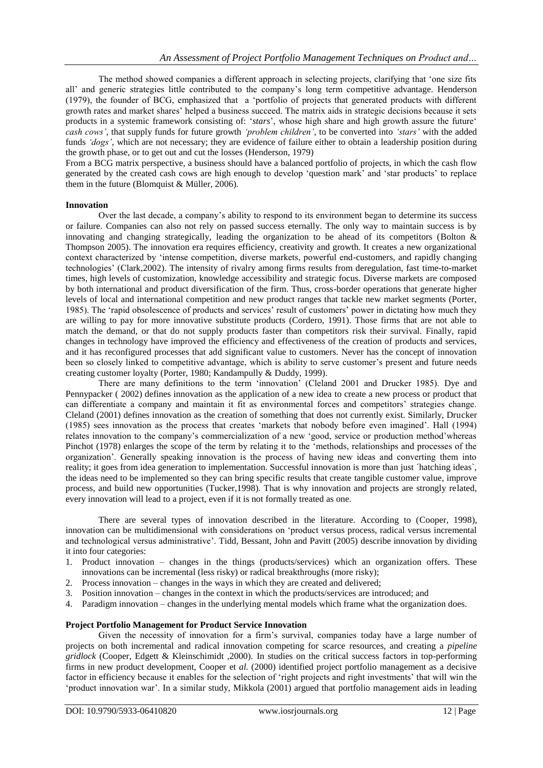The method showed companies a different approach in selecting projects, clarifying that 'one size fits all' and generic strategies little contributed to the company's long term competitive advantage. Henderson (1979), the founder of BCG, emphasized that a 'portfolio of projects that generated products with different growth rates and market shares' helped a business succeed. The matrix aids in strategic decisions because it sets products in a systemic framework consisting of: '*stars*', whose high share and high growth assure the future' *cash cows'*, that supply funds for future growth *'problem children'*, to be converted into *'stars'* with the added funds *'dogs'*, which are not necessary; they are evidence of failure either to obtain a leadership position during the growth phase, or to get out and cut the losses (Henderson, 1979)

From a BCG matrix perspective, a business should have a balanced portfolio of projects, in which the cash flow generated by the created cash cows are high enough to develop 'question mark' and 'star products' to replace them in the future (Blomquist & Müller, 2006).

**Innovation**

Over the last decade, a company's ability to respond to its environment began to determine its success or failure. Companies can also not rely on passed success eternally. The only way to maintain success is by innovating and changing strategically, leading the organization to be ahead of its competitors (Bolton & Thompson 2005). The innovation era requires efficiency, creativity and growth. It creates a new organizational context characterized by 'intense competition, diverse markets, powerful end-customers, and rapidly changing technologies' (Clark,2002). The intensity of rivalry among firms results from deregulation, fast time-to-market times, high levels of customization, knowledge accessibility and strategic focus. Diverse markets are composed by both international and product diversification of the firm. Thus, cross-border operations that generate higher levels of local and international competition and new product ranges that tackle new market segments (Porter, 1985). The 'rapid obsolescence of products and services' result of customers' power in dictating how much they are willing to pay for more innovative substitute products (Cordero, 1991). Those firms that are not able to match the demand, or that do not supply products faster than competitors risk their survival. Finally, rapid changes in technology have improved the efficiency and effectiveness of the creation of products and services, and it has reconfigured processes that add significant value to customers. Never has the concept of innovation been so closely linked to competitive advantage, which is ability to serve customer's present and future needs creating customer loyalty (Porter, 1980; Kandampully & Duddy, 1999).

There are many definitions to the term 'innovation' (Cleland 2001 and Drucker 1985). Dye and Pennypacker ( 2002) defines innovation as the application of a new idea to create a new process or product that can differentiate a company and maintain it fit as environmental forces and competitors' strategies change. Cleland (2001) defines innovation as the creation of something that does not currently exist. Similarly, Drucker (1985) sees innovation as the process that creates 'markets that nobody before even imagined'. Hall (1994) relates innovation to the company's commercialization of a new 'good, service or production method'whereas Pinchot (1978) enlarges the scope of the term by relating it to the 'methods, relationships and processes of the organization'. Generally speaking innovation is the process of having new ideas and converting them into reality; it goes from idea generation to implementation. Successful innovation is more than just ´hatching ideas`, the ideas need to be implemented so they can bring specific results that create tangible customer value, improve process, and build new opportunities (Tucker,1998). That is why innovation and projects are strongly related, every innovation will lead to a project, even if it is not formally treated as one.

There are several types of innovation described in the literature. According to (Cooper, 1998), innovation can be multidimensional with considerations on 'product versus process, radical versus incremental and technological versus administrative'. Tidd, Bessant, John and Pavitt (2005) describe innovation by dividing it into four categories:

1. Product innovation – changes in the things (products/services) which an organization offers. These innovations can be incremental (less risky) or radical breakthroughs (more risky);
2. Process innovation – changes in the ways in which they are created and delivered;
3. Position innovation – changes in the context in which the products/services are introduced; and
4. Paradigm innovation – changes in the underlying mental models which frame what the organization does.

**Project Portfolio Management for Product Service Innovation**

Given the necessity of innovation for a firm's survival, companies today have a large number of projects on both incremental and radical innovation competing for scarce resources, and creating a *pipeline gridlock* (Cooper, Edgett & Kleinschimidt ,2000). In studies on the critical success factors in top-performing firms in new product development, Cooper et *al.* (2000) identified project portfolio management as a decisive factor in efficiency because it enables for the selection of 'right projects and right investments' that will win the 'product innovation war'. In a similar study, Mikkola (2001) argued that portfolio management aids in leading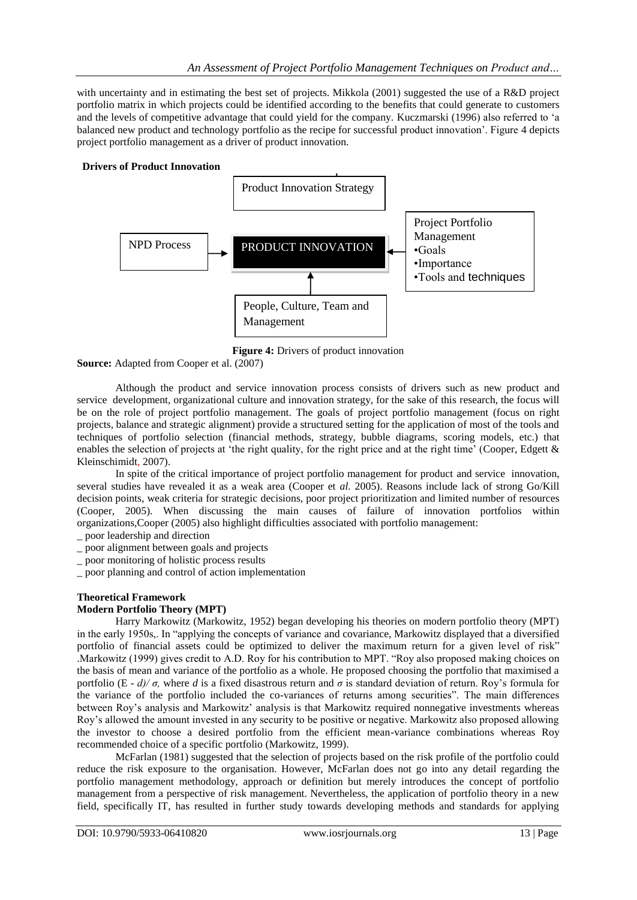with uncertainty and in estimating the best set of projects. Mikkola (2001) suggested the use of a R&D project portfolio matrix in which projects could be identified according to the benefits that could generate to customers and the levels of competitive advantage that could yield for the company. Kuczmarski (1996) also referred to 'a balanced new product and technology portfolio as the recipe for successful product innovation'. Figure 4 depicts project portfolio management as a driver of product innovation.

**Drivers of Product Innovation**

Product Innovation Strategy

NPD Process → PRODUCT INNOVATION ← Project Portfolio Management
- Goals
- Importance
- Tools and techniques

People, Culture, Team and Management

**Figure 4:** Drivers of product innovation

**Source:** Adapted from Cooper et al. (2007)

Although the product and service innovation process consists of drivers such as new product and service development, organizational culture and innovation strategy, for the sake of this research, the focus will be on the role of project portfolio management. The goals of project portfolio management (focus on right projects, balance and strategic alignment) provide a structured setting for the application of most of the tools and techniques of portfolio selection (financial methods, strategy, bubble diagrams, scoring models, etc.) that enables the selection of projects at 'the right quality, for the right price and at the right time' (Cooper, Edgett & Kleinschimidt, 2007).

In spite of the critical importance of project portfolio management for product and service innovation, several studies have revealed it as a weak area (Cooper et *al.* 2005). Reasons include lack of strong Go/Kill decision points, weak criteria for strategic decisions, poor project prioritization and limited number of resources (Cooper, 2005). When discussing the main causes of failure of innovation portfolios within organizations,Cooper (2005) also highlight difficulties associated with portfolio management:

_ poor leadership and direction
_ poor alignment between goals and projects
_ poor monitoring of holistic process results
_ poor planning and control of action implementation

## Theoretical Framework

### Modern Portfolio Theory (MPT)

Harry Markowitz (Markowitz, 1952) began developing his theories on modern portfolio theory (MPT) in the early 1950s,. In "applying the concepts of variance and covariance, Markowitz displayed that a diversified portfolio of financial assets could be optimized to deliver the maximum return for a given level of risk" .Markowitz (1999) gives credit to A.D. Roy for his contribution to MPT. "Roy also proposed making choices on the basis of mean and variance of the portfolio as a whole. He proposed choosing the portfolio that maximised a portfolio $(E - d)/\sigma$, where $d$ is a fixed disastrous return and $\sigma$ is standard deviation of return. Roy's formula for the variance of the portfolio included the co-variances of returns among securities". The main differences between Roy's analysis and Markowitz' analysis is that Markowitz required nonnegative investments whereas Roy's allowed the amount invested in any security to be positive or negative. Markowitz also proposed allowing the investor to choose a desired portfolio from the efficient mean-variance combinations whereas Roy recommended choice of a specific portfolio (Markowitz, 1999).

McFarlan (1981) suggested that the selection of projects based on the risk profile of the portfolio could reduce the risk exposure to the organisation. However, McFarlan does not go into any detail regarding the portfolio management methodology, approach or definition but merely introduces the concept of portfolio management from a perspective of risk management. Nevertheless, the application of portfolio theory in a new field, specifically IT, has resulted in further study towards developing methods and standards for applying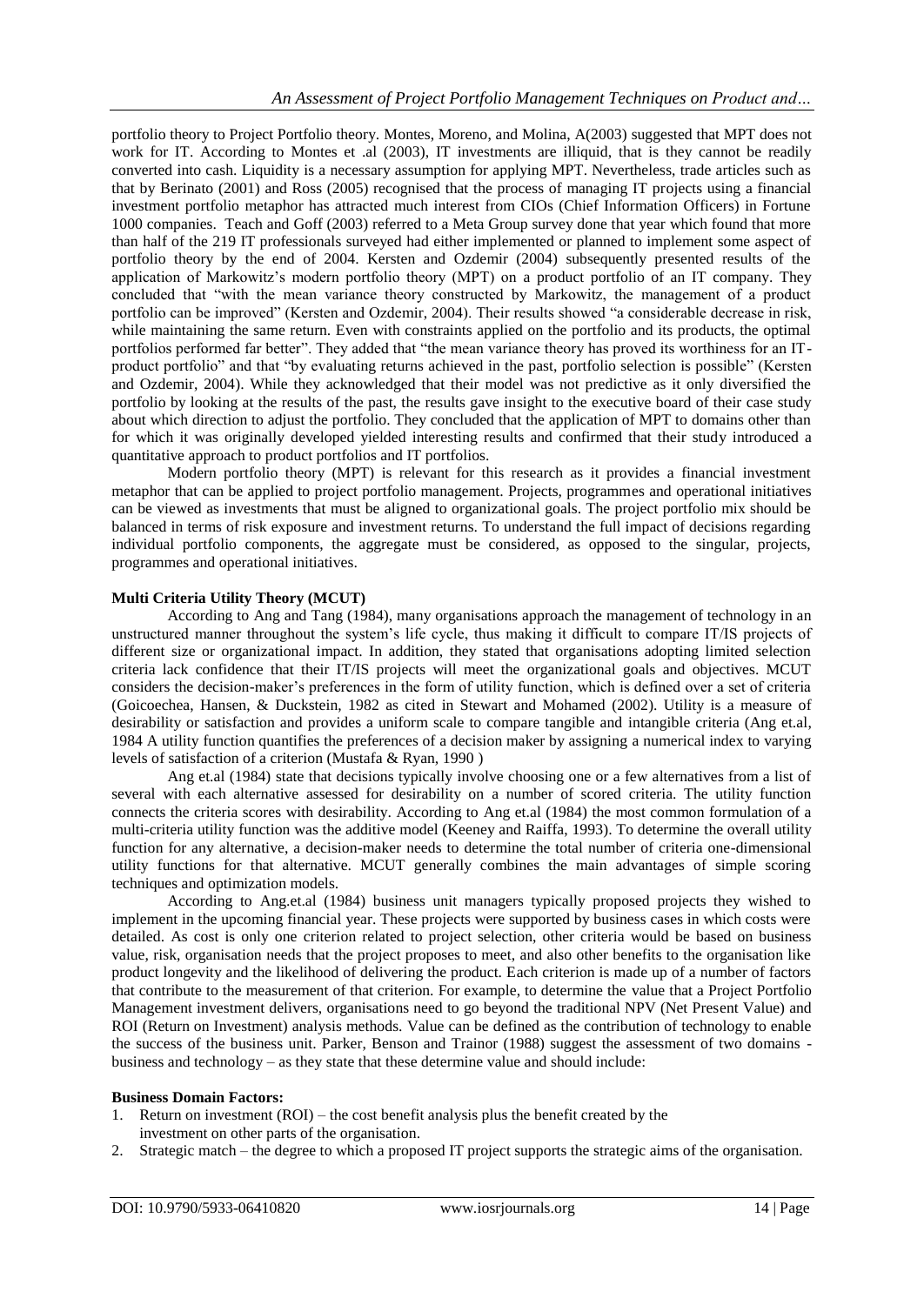portfolio theory to Project Portfolio theory. Montes, Moreno, and Molina, A(2003) suggested that MPT does not work for IT. According to Montes et .al (2003), IT investments are illiquid, that is they cannot be readily converted into cash. Liquidity is a necessary assumption for applying MPT. Nevertheless, trade articles such as that by Berinato (2001) and Ross (2005) recognised that the process of managing IT projects using a financial investment portfolio metaphor has attracted much interest from CIOs (Chief Information Officers) in Fortune 1000 companies. Teach and Goff (2003) referred to a Meta Group survey done that year which found that more than half of the 219 IT professionals surveyed had either implemented or planned to implement some aspect of portfolio theory by the end of 2004. Kersten and Ozdemir (2004) subsequently presented results of the application of Markowitz's modern portfolio theory (MPT) on a product portfolio of an IT company. They concluded that "with the mean variance theory constructed by Markowitz, the management of a product portfolio can be improved" (Kersten and Ozdemir, 2004). Their results showed "a considerable decrease in risk, while maintaining the same return. Even with constraints applied on the portfolio and its products, the optimal portfolios performed far better". They added that "the mean variance theory has proved its worthiness for an IT-product portfolio" and that "by evaluating returns achieved in the past, portfolio selection is possible" (Kersten and Ozdemir, 2004). While they acknowledged that their model was not predictive as it only diversified the portfolio by looking at the results of the past, the results gave insight to the executive board of their case study about which direction to adjust the portfolio. They concluded that the application of MPT to domains other than for which it was originally developed yielded interesting results and confirmed that their study introduced a quantitative approach to product portfolios and IT portfolios.

Modern portfolio theory (MPT) is relevant for this research as it provides a financial investment metaphor that can be applied to project portfolio management. Projects, programmes and operational initiatives can be viewed as investments that must be aligned to organizational goals. The project portfolio mix should be balanced in terms of risk exposure and investment returns. To understand the full impact of decisions regarding individual portfolio components, the aggregate must be considered, as opposed to the singular, projects, programmes and operational initiatives.

**Multi Criteria Utility Theory (MCUT)**

According to Ang and Tang (1984), many organisations approach the management of technology in an unstructured manner throughout the system's life cycle, thus making it difficult to compare IT/IS projects of different size or organizational impact. In addition, they stated that organisations adopting limited selection criteria lack confidence that their IT/IS projects will meet the organizational goals and objectives. MCUT considers the decision-maker's preferences in the form of utility function, which is defined over a set of criteria (Goicoechea, Hansen, & Duckstein, 1982 as cited in Stewart and Mohamed (2002). Utility is a measure of desirability or satisfaction and provides a uniform scale to compare tangible and intangible criteria (Ang et.al, 1984 A utility function quantifies the preferences of a decision maker by assigning a numerical index to varying levels of satisfaction of a criterion (Mustafa & Ryan, 1990 )

Ang et.al (1984) state that decisions typically involve choosing one or a few alternatives from a list of several with each alternative assessed for desirability on a number of scored criteria. The utility function connects the criteria scores with desirability. According to Ang et.al (1984) the most common formulation of a multi-criteria utility function was the additive model (Keeney and Raiffa, 1993). To determine the overall utility function for any alternative, a decision-maker needs to determine the total number of criteria one-dimensional utility functions for that alternative. MCUT generally combines the main advantages of simple scoring techniques and optimization models.

According to Ang.et.al (1984) business unit managers typically proposed projects they wished to implement in the upcoming financial year. These projects were supported by business cases in which costs were detailed. As cost is only one criterion related to project selection, other criteria would be based on business value, risk, organisation needs that the project proposes to meet, and also other benefits to the organisation like product longevity and the likelihood of delivering the product. Each criterion is made up of a number of factors that contribute to the measurement of that criterion. For example, to determine the value that a Project Portfolio Management investment delivers, organisations need to go beyond the traditional NPV (Net Present Value) and ROI (Return on Investment) analysis methods. Value can be defined as the contribution of technology to enable the success of the business unit. Parker, Benson and Trainor (1988) suggest the assessment of two domains - business and technology – as they state that these determine value and should include:

**Business Domain Factors:**

1. Return on investment (ROI) – the cost benefit analysis plus the benefit created by the investment on other parts of the organisation.
2. Strategic match – the degree to which a proposed IT project supports the strategic aims of the organisation.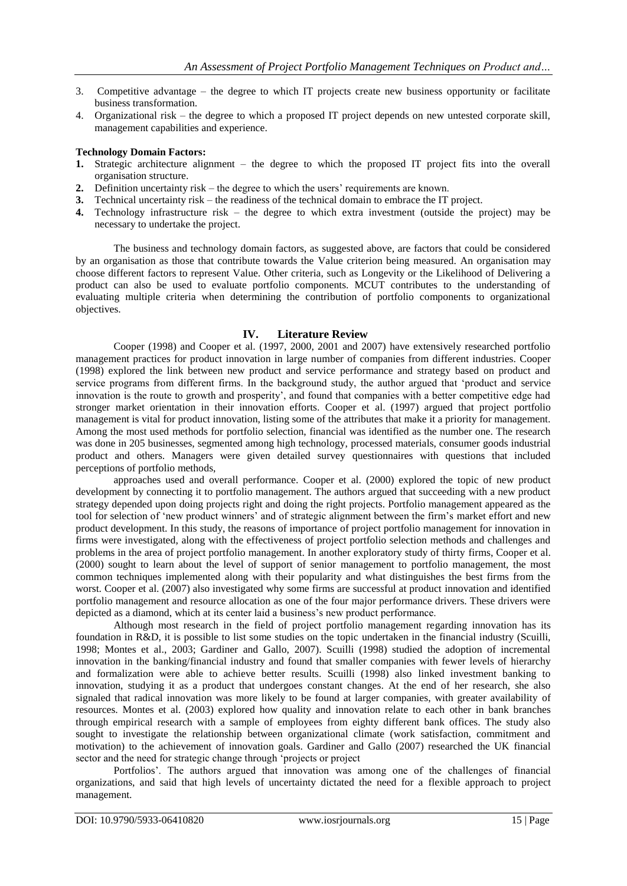3. Competitive advantage – the degree to which IT projects create new business opportunity or facilitate business transformation.
4. Organizational risk – the degree to which a proposed IT project depends on new untested corporate skill, management capabilities and experience.

**Technology Domain Factors:**

1. Strategic architecture alignment – the degree to which the proposed IT project fits into the overall organisation structure.
2. Definition uncertainty risk – the degree to which the users' requirements are known.
3. Technical uncertainty risk – the readiness of the technical domain to embrace the IT project.
4. Technology infrastructure risk – the degree to which extra investment (outside the project) may be necessary to undertake the project.

The business and technology domain factors, as suggested above, are factors that could be considered by an organisation as those that contribute towards the Value criterion being measured. An organisation may choose different factors to represent Value. Other criteria, such as Longevity or the Likelihood of Delivering a product can also be used to evaluate portfolio components. MCUT contributes to the understanding of evaluating multiple criteria when determining the contribution of portfolio components to organizational objectives.

## IV. Literature Review

Cooper (1998) and Cooper et al. (1997, 2000, 2001 and 2007) have extensively researched portfolio management practices for product innovation in large number of companies from different industries. Cooper (1998) explored the link between new product and service performance and strategy based on product and service programs from different firms. In the background study, the author argued that 'product and service innovation is the route to growth and prosperity', and found that companies with a better competitive edge had stronger market orientation in their innovation efforts. Cooper et al. (1997) argued that project portfolio management is vital for product innovation, listing some of the attributes that make it a priority for management. Among the most used methods for portfolio selection, financial was identified as the number one. The research was done in 205 businesses, segmented among high technology, processed materials, consumer goods industrial product and others. Managers were given detailed survey questionnaires with questions that included perceptions of portfolio methods, approaches used and overall performance. Cooper et al. (2000) explored the topic of new product development by connecting it to portfolio management. The authors argued that succeeding with a new product strategy depended upon doing projects right and doing the right projects. Portfolio management appeared as the tool for selection of 'new product winners' and of strategic alignment between the firm's market effort and new product development. In this study, the reasons of importance of project portfolio management for innovation in firms were investigated, along with the effectiveness of project portfolio selection methods and challenges and problems in the area of project portfolio management. In another exploratory study of thirty firms, Cooper et al. (2000) sought to learn about the level of support of senior management to portfolio management, the most common techniques implemented along with their popularity and what distinguishes the best firms from the worst. Cooper et al. (2007) also investigated why some firms are successful at product innovation and identified portfolio management and resource allocation as one of the four major performance drivers. These drivers were depicted as a diamond, which at its center laid a business's new product performance.

Although most research in the field of project portfolio management regarding innovation has its foundation in R&D, it is possible to list some studies on the topic undertaken in the financial industry (Scuilli, 1998; Montes et al., 2003; Gardiner and Gallo, 2007). Scuilli (1998) studied the adoption of incremental innovation in the banking/financial industry and found that smaller companies with fewer levels of hierarchy and formalization were able to achieve better results. Scuilli (1998) also linked investment banking to innovation, studying it as a product that undergoes constant changes. At the end of her research, she also signaled that radical innovation was more likely to be found at larger companies, with greater availability of resources. Montes et al. (2003) explored how quality and innovation relate to each other in bank branches through empirical research with a sample of employees from eighty different bank offices. The study also sought to investigate the relationship between organizational climate (work satisfaction, commitment and motivation) to the achievement of innovation goals. Gardiner and Gallo (2007) researched the UK financial sector and the need for strategic change through 'projects or project Portfolios'. The authors argued that innovation was among one of the challenges of financial organizations, and said that high levels of uncertainty dictated the need for a flexible approach to project management.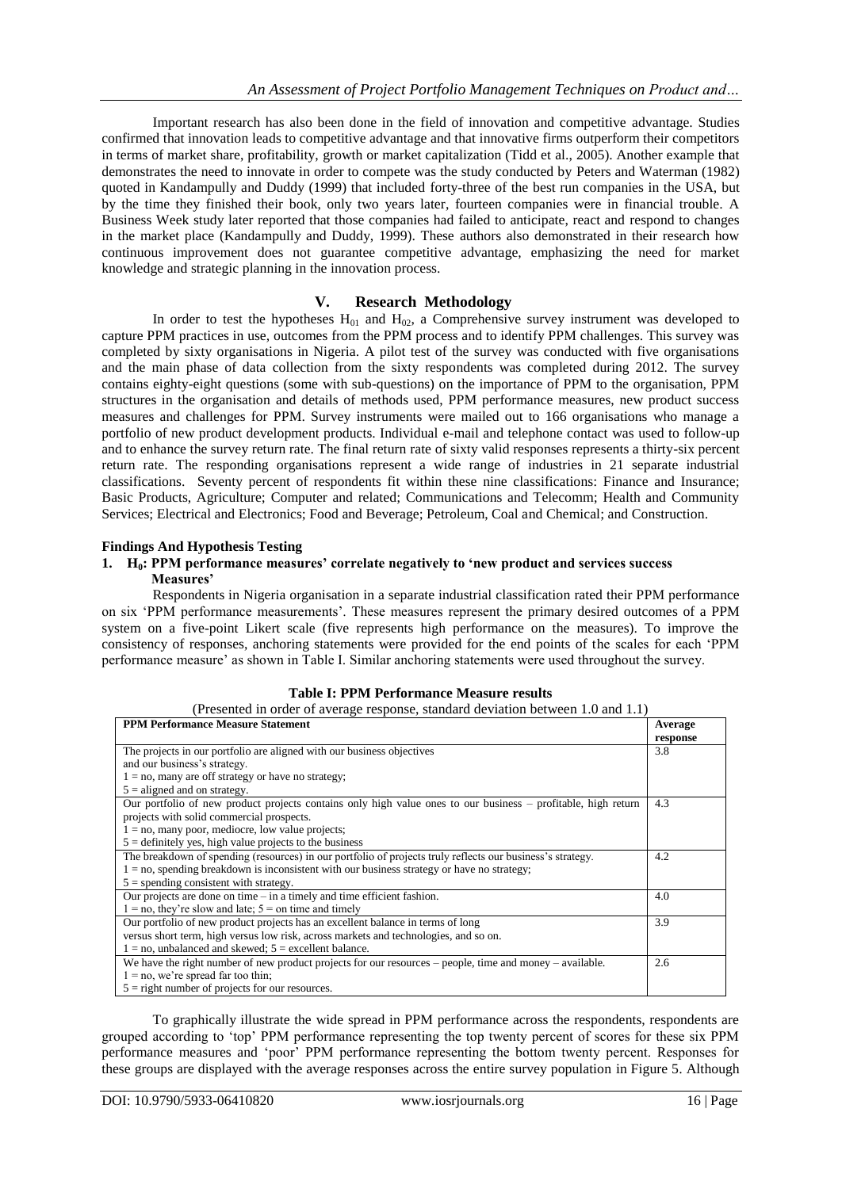Important research has also been done in the field of innovation and competitive advantage. Studies confirmed that innovation leads to competitive advantage and that innovative firms outperform their competitors in terms of market share, profitability, growth or market capitalization (Tidd et al., 2005). Another example that demonstrates the need to innovate in order to compete was the study conducted by Peters and Waterman (1982) quoted in Kandampully and Duddy (1999) that included forty-three of the best run companies in the USA, but by the time they finished their book, only two years later, fourteen companies were in financial trouble. A Business Week study later reported that those companies had failed to anticipate, react and respond to changes in the market place (Kandampully and Duddy, 1999). These authors also demonstrated in their research how continuous improvement does not guarantee competitive advantage, emphasizing the need for market knowledge and strategic planning in the innovation process.

## V. Research Methodology

In order to test the hypotheses $H_{01}$ and $H_{02}$, a Comprehensive survey instrument was developed to capture PPM practices in use, outcomes from the PPM process and to identify PPM challenges. This survey was completed by sixty organisations in Nigeria. A pilot test of the survey was conducted with five organisations and the main phase of data collection from the sixty respondents was completed during 2012. The survey contains eighty-eight questions (some with sub-questions) on the importance of PPM to the organisation, PPM structures in the organisation and details of methods used, PPM performance measures, new product success measures and challenges for PPM. Survey instruments were mailed out to 166 organisations who manage a portfolio of new product development products. Individual e-mail and telephone contact was used to follow-up and to enhance the survey return rate. The final return rate of sixty valid responses represents a thirty-six percent return rate. The responding organisations represent a wide range of industries in 21 separate industrial classifications. Seventy percent of respondents fit within these nine classifications: Finance and Insurance; Basic Products, Agriculture; Computer and related; Communications and Telecomm; Health and Community Services; Electrical and Electronics; Food and Beverage; Petroleum, Coal and Chemical; and Construction.

### Findings And Hypothesis Testing

**1. $H_0$: PPM performance measures' correlate negatively to 'new product and services success Measures'**

Respondents in Nigeria organisation in a separate industrial classification rated their PPM performance on six 'PPM performance measurements'. These measures represent the primary desired outcomes of a PPM system on a five-point Likert scale (five represents high performance on the measures). To improve the consistency of responses, anchoring statements were provided for the end points of the scales for each 'PPM performance measure' as shown in Table I. Similar anchoring statements were used throughout the survey.

**Table I: PPM Performance Measure results**

(Presented in order of average response, standard deviation between 1.0 and 1.1)

| PPM Performance Measure Statement | Average response |
|---|---|
| The projects in our portfolio are aligned with our business objectives and our business's strategy.<br>1 = no, many are off strategy or have no strategy;<br>5 = aligned and on strategy. | 3.8 |
| Our portfolio of new product projects contains only high value ones to our business – profitable, high return projects with solid commercial prospects.<br>1 = no, many poor, mediocre, low value projects;<br>5 = definitely yes, high value projects to the business | 4.3 |
| The breakdown of spending (resources) in our portfolio of projects truly reflects our business's strategy.<br>1 = no, spending breakdown is inconsistent with our business strategy or have no strategy;<br>5 = spending consistent with strategy. | 4.2 |
| Our projects are done on time – in a timely and time efficient fashion.<br>1 = no, they're slow and late; 5 = on time and timely | 4.0 |
| Our portfolio of new product projects has an excellent balance in terms of long versus short term, high versus low risk, across markets and technologies, and so on.<br>1 = no, unbalanced and skewed; 5 = excellent balance. | 3.9 |
| We have the right number of new product projects for our resources – people, time and money – available.<br>1 = no, we're spread far too thin;<br>5 = right number of projects for our resources. | 2.6 |

To graphically illustrate the wide spread in PPM performance across the respondents, respondents are grouped according to 'top' PPM performance representing the top twenty percent of scores for these six PPM performance measures and 'poor' PPM performance representing the bottom twenty percent. Responses for these groups are displayed with the average responses across the entire survey population in Figure 5. Although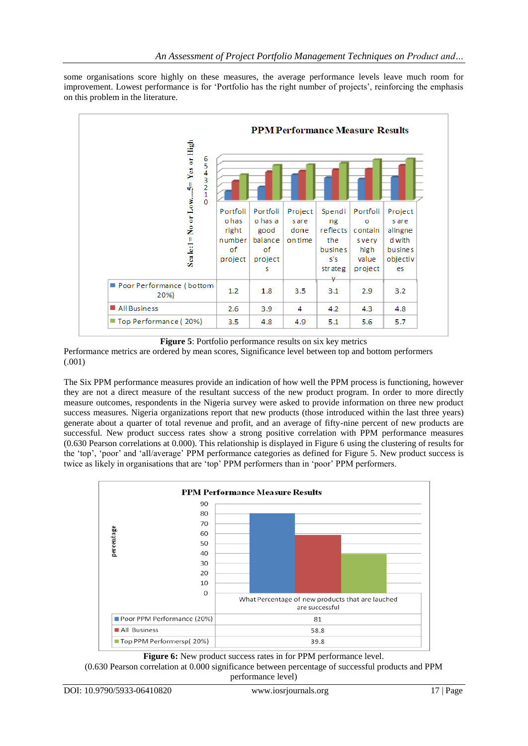some organisations score highly on these measures, the average performance levels leave much room for improvement. Lowest performance is for 'Portfolio has the right number of projects', reinforcing the emphasis on this problem in the literature.

**PPM Performance Measure Results**

| | Portfolio has right number of project | Portfolio has a good balance of projects | Projects are done on time | Spending reflects the business's strategy | Portfolio contains very high value project | Projects are alingned with business objectives |
|---|---|---|---|---|---|---|
| Poor Performance (bottom 20%) | 1.2 | 1.8 | 3.5 | 3.1 | 2.9 | 3.2 |
| All Business | 2.6 | 3.9 | 4 | 4.2 | 4.3 | 4.8 |
| Top Performance ( 20%) | 3.5 | 4.8 | 4.9 | 5.1 | 5.6 | 5.7 |

**Figure 5**: Portfolio performance results on six key metrics

Performance metrics are ordered by mean scores, Significance level between top and bottom performers (.001)

The Six PPM performance measures provide an indication of how well the PPM process is functioning, however they are not a direct measure of the resultant success of the new product program. In order to more directly measure outcomes, respondents in the Nigeria survey were asked to provide information on three new product success measures. Nigeria organizations report that new products (those introduced within the last three years) generate about a quarter of total revenue and profit, and an average of fifty-nine percent of new products are successful. New product success rates show a strong positive correlation with PPM performance measures (0.630 Pearson correlations at 0.000). This relationship is displayed in Figure 6 using the clustering of results for the 'top', 'poor' and 'all/average' PPM performance categories as defined for Figure 5. New product success is twice as likely in organisations that are 'top' PPM performers than in 'poor' PPM performers.

**PPM Performance Measure Results**

| | What Percentage of new products that are lauched are successful |
|---|---|
| Poor PPM Performance (20%) | 81 |
| All Business | 58.8 |
| Top PPM Performersp( 20%) | 39.8 |

**Figure 6:** New product success rates in for PPM performance level.

(0.630 Pearson correlation at 0.000 significance between percentage of successful products and PPM performance level)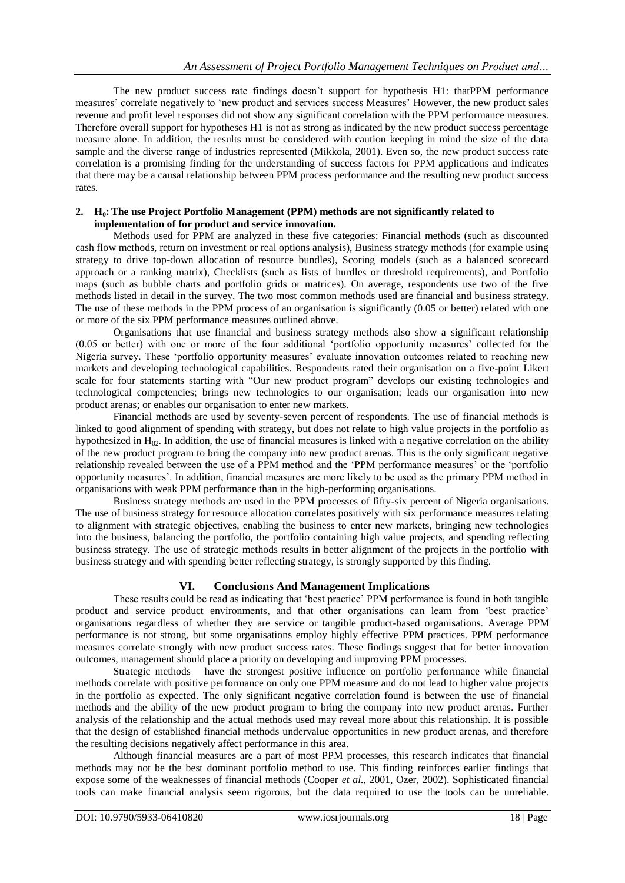The new product success rate findings doesn't support for hypothesis H1: thatPPM performance measures' correlate negatively to 'new product and services success Measures' However, the new product sales revenue and profit level responses did not show any significant correlation with the PPM performance measures. Therefore overall support for hypotheses H1 is not as strong as indicated by the new product success percentage measure alone. In addition, the results must be considered with caution keeping in mind the size of the data sample and the diverse range of industries represented (Mikkola, 2001). Even so, the new product success rate correlation is a promising finding for the understanding of success factors for PPM applications and indicates that there may be a causal relationship between PPM process performance and the resulting new product success rates.

**2. $H_0$: The use Project Portfolio Management (PPM) methods are not significantly related to implementation of for product and service innovation.**

Methods used for PPM are analyzed in these five categories: Financial methods (such as discounted cash flow methods, return on investment or real options analysis), Business strategy methods (for example using strategy to drive top-down allocation of resource bundles), Scoring models (such as a balanced scorecard approach or a ranking matrix), Checklists (such as lists of hurdles or threshold requirements), and Portfolio maps (such as bubble charts and portfolio grids or matrices). On average, respondents use two of the five methods listed in detail in the survey. The two most common methods used are financial and business strategy. The use of these methods in the PPM process of an organisation is significantly (0.05 or better) related with one or more of the six PPM performance measures outlined above.

Organisations that use financial and business strategy methods also show a significant relationship (0.05 or better) with one or more of the four additional 'portfolio opportunity measures' collected for the Nigeria survey. These 'portfolio opportunity measures' evaluate innovation outcomes related to reaching new markets and developing technological capabilities. Respondents rated their organisation on a five-point Likert scale for four statements starting with "Our new product program" develops our existing technologies and technological competencies; brings new technologies to our organisation; leads our organisation into new product arenas; or enables our organisation to enter new markets.

Financial methods are used by seventy-seven percent of respondents. The use of financial methods is linked to good alignment of spending with strategy, but does not relate to high value projects in the portfolio as hypothesized in $H_{02}$. In addition, the use of financial measures is linked with a negative correlation on the ability of the new product program to bring the company into new product arenas. This is the only significant negative relationship revealed between the use of a PPM method and the 'PPM performance measures' or the 'portfolio opportunity measures'. In addition, financial measures are more likely to be used as the primary PPM method in organisations with weak PPM performance than in the high-performing organisations.

Business strategy methods are used in the PPM processes of fifty-six percent of Nigeria organisations. The use of business strategy for resource allocation correlates positively with six performance measures relating to alignment with strategic objectives, enabling the business to enter new markets, bringing new technologies into the business, balancing the portfolio, the portfolio containing high value projects, and spending reflecting business strategy. The use of strategic methods results in better alignment of the projects in the portfolio with business strategy and with spending better reflecting strategy, is strongly supported by this finding.

## VI. Conclusions And Management Implications

These results could be read as indicating that 'best practice' PPM performance is found in both tangible product and service product environments, and that other organisations can learn from 'best practice' organisations regardless of whether they are service or tangible product-based organisations. Average PPM performance is not strong, but some organisations employ highly effective PPM practices. PPM performance measures correlate strongly with new product success rates. These findings suggest that for better innovation outcomes, management should place a priority on developing and improving PPM processes.

Strategic methods have the strongest positive influence on portfolio performance while financial methods correlate with positive performance on only one PPM measure and do not lead to higher value projects in the portfolio as expected. The only significant negative correlation found is between the use of financial methods and the ability of the new product program to bring the company into new product arenas. Further analysis of the relationship and the actual methods used may reveal more about this relationship. It is possible that the design of established financial methods undervalue opportunities in new product arenas, and therefore the resulting decisions negatively affect performance in this area.

Although financial measures are a part of most PPM processes, this research indicates that financial methods may not be the best dominant portfolio method to use. This finding reinforces earlier findings that expose some of the weaknesses of financial methods (Cooper *et al.,* 2001, Ozer, 2002). Sophisticated financial tools can make financial analysis seem rigorous, but the data required to use the tools can be unreliable.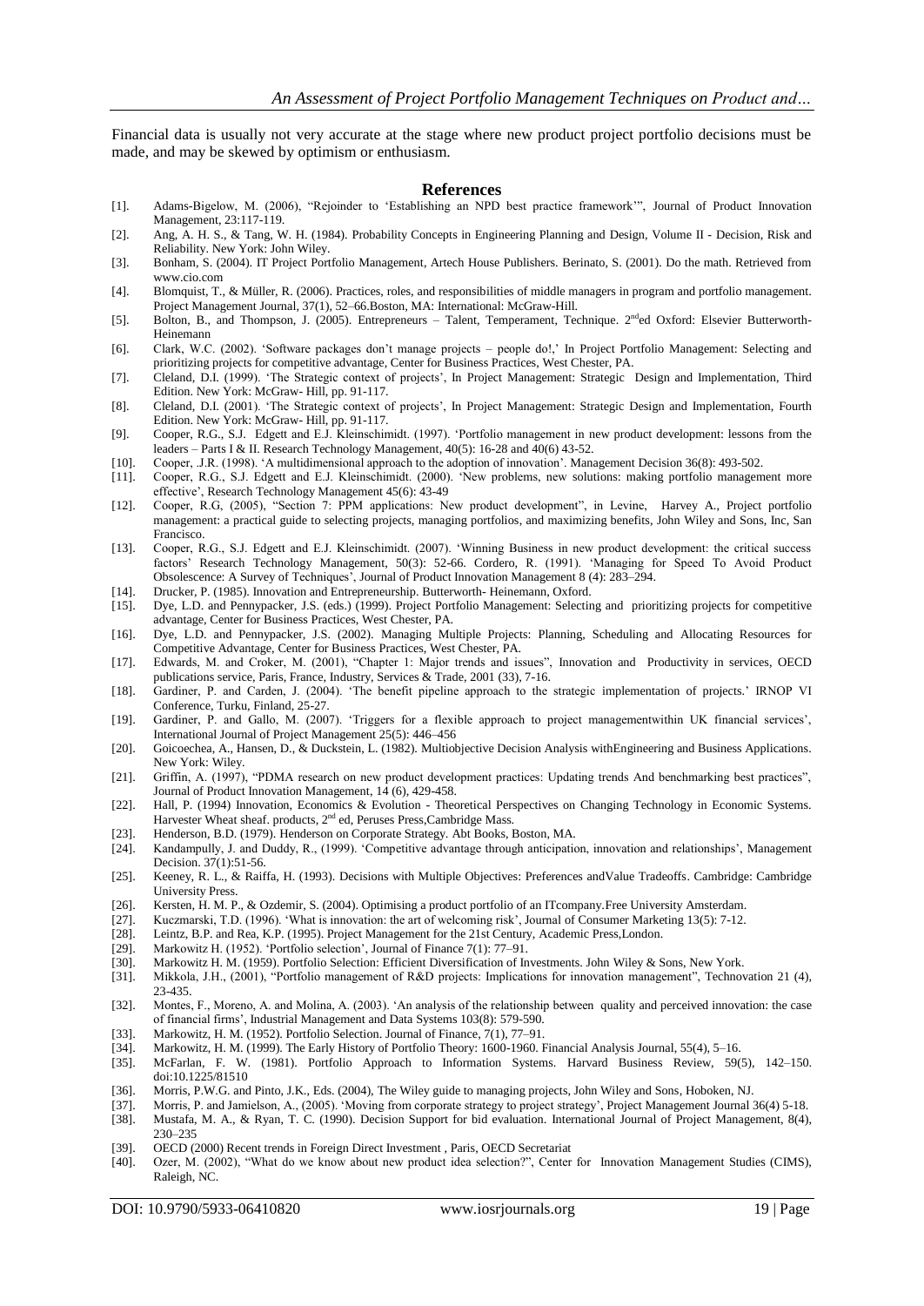Financial data is usually not very accurate at the stage where new product project portfolio decisions must be made, and may be skewed by optimism or enthusiasm.

## References

[1]. Adams-Bigelow, M. (2006), "Rejoinder to 'Establishing an NPD best practice framework'", Journal of Product Innovation Management, 23:117-119.

[2]. Ang, A. H. S., & Tang, W. H. (1984). Probability Concepts in Engineering Planning and Design, Volume II - Decision, Risk and Reliability. New York: John Wiley.

[3]. Bonham, S. (2004). IT Project Portfolio Management, Artech House Publishers. Berinato, S. (2001). Do the math. Retrieved from www.cio.com

[4]. Blomquist, T., & Müller, R. (2006). Practices, roles, and responsibilities of middle managers in program and portfolio management. Project Management Journal, 37(1), 52–66.Boston, MA: International: McGraw-Hill.

[5]. Bolton, B., and Thompson, J. (2005). Entrepreneurs – Talent, Temperament, Technique. 2nded Oxford: Elsevier Butterworth-Heinemann

[6]. Clark, W.C. (2002). 'Software packages don't manage projects – people do!,' In Project Portfolio Management: Selecting and prioritizing projects for competitive advantage, Center for Business Practices, West Chester, PA.

[7]. Cleland, D.I. (1999). 'The Strategic context of projects', In Project Management: Strategic Design and Implementation, Third Edition. New York: McGraw- Hill, pp. 91-117.

[8]. Cleland, D.I. (2001). 'The Strategic context of projects', In Project Management: Strategic Design and Implementation, Fourth Edition. New York: McGraw- Hill, pp. 91-117.

[9]. Cooper, R.G., S.J. Edgett and E.J. Kleinschimidt. (1997). 'Portfolio management in new product development: lessons from the leaders – Parts I & II. Research Technology Management, 40(5): 16-28 and 40(6) 43-52.

[10]. Cooper, .J.R. (1998). 'A multidimensional approach to the adoption of innovation'. Management Decision 36(8): 493-502.

[11]. Cooper, R.G., S.J. Edgett and E.J. Kleinschimidt. (2000). 'New problems, new solutions: making portfolio management more effective', Research Technology Management 45(6): 43-49

[12]. Cooper, R.G, (2005), "Section 7: PPM applications: New product development", in Levine, Harvey A., Project portfolio management: a practical guide to selecting projects, managing portfolios, and maximizing benefits, John Wiley and Sons, Inc, San Francisco.

[13]. Cooper, R.G., S.J. Edgett and E.J. Kleinschimidt. (2007). 'Winning Business in new product development: the critical success factors' Research Technology Management, 50(3): 52-66. Cordero, R. (1991). 'Managing for Speed To Avoid Product Obsolescence: A Survey of Techniques', Journal of Product Innovation Management 8 (4): 283–294.

[14]. Drucker, P. (1985). Innovation and Entrepreneurship. Butterworth- Heinemann, Oxford.

[15]. Dye, L.D. and Pennypacker, J.S. (eds.) (1999). Project Portfolio Management: Selecting and prioritizing projects for competitive advantage, Center for Business Practices, West Chester, PA.

[16]. Dye, L.D. and Pennypacker, J.S. (2002). Managing Multiple Projects: Planning, Scheduling and Allocating Resources for Competitive Advantage, Center for Business Practices, West Chester, PA.

[17]. Edwards, M. and Croker, M. (2001), "Chapter 1: Major trends and issues", Innovation and Productivity in services, OECD publications service, Paris, France, Industry, Services & Trade, 2001 (33), 7-16.

[18]. Gardiner, P. and Carden, J. (2004). 'The benefit pipeline approach to the strategic implementation of projects.' IRNOP VI Conference, Turku, Finland, 25-27.

[19]. Gardiner, P. and Gallo, M. (2007). 'Triggers for a flexible approach to project managementwithin UK financial services', International Journal of Project Management 25(5): 446–456

[20]. Goicoechea, A., Hansen, D., & Duckstein, L. (1982). Multiobjective Decision Analysis withEngineering and Business Applications. New York: Wiley.

[21]. Griffin, A. (1997), "PDMA research on new product development practices: Updating trends And benchmarking best practices", Journal of Product Innovation Management, 14 (6), 429-458.

[22]. Hall, P. (1994) Innovation, Economics & Evolution - Theoretical Perspectives on Changing Technology in Economic Systems. Harvester Wheat sheaf. products, 2nd ed, Peruses Press,Cambridge Mass.

[23]. Henderson, B.D. (1979). Henderson on Corporate Strategy. Abt Books, Boston, MA.

[24]. Kandampully, J. and Duddy, R., (1999). 'Competitive advantage through anticipation, innovation and relationships', Management Decision. 37(1):51-56.

[25]. Keeney, R. L., & Raiffa, H. (1993). Decisions with Multiple Objectives: Preferences andValue Tradeoffs. Cambridge: Cambridge University Press.

[26]. Kersten, H. M. P., & Ozdemir, S. (2004). Optimising a product portfolio of an ITcompany.Free University Amsterdam.

[27]. Kuczmarski, T.D. (1996). 'What is innovation: the art of welcoming risk', Journal of Consumer Marketing 13(5): 7-12.

[28]. Leintz, B.P. and Rea, K.P. (1995). Project Management for the 21st Century, Academic Press,London.

[29]. Markowitz H. (1952). 'Portfolio selection', Journal of Finance 7(1): 77–91.

[30]. Markowitz H. M. (1959). Portfolio Selection: Efficient Diversification of Investments. John Wiley & Sons, New York.

[31]. Mikkola, J.H., (2001), "Portfolio management of R&D projects: Implications for innovation management", Technovation 21 (4), 23-435.

[32]. Montes, F., Moreno, A. and Molina, A. (2003). 'An analysis of the relationship between quality and perceived innovation: the case of financial firms', Industrial Management and Data Systems 103(8): 579-590.

[33]. Markowitz, H. M. (1952). Portfolio Selection. Journal of Finance, 7(1), 77–91.

[34]. Markowitz, H. M. (1999). The Early History of Portfolio Theory: 1600-1960. Financial Analysis Journal, 55(4), 5–16.

[35]. McFarlan, F. W. (1981). Portfolio Approach to Information Systems. Harvard Business Review, 59(5), 142–150. doi:10.1225/81510

[36]. Morris, P.W.G. and Pinto, J.K., Eds. (2004), The Wiley guide to managing projects, John Wiley and Sons, Hoboken, NJ.

[37]. Morris, P. and Jamielson, A., (2005). 'Moving from corporate strategy to project strategy', Project Management Journal 36(4) 5-18.

[38]. Mustafa, M. A., & Ryan, T. C. (1990). Decision Support for bid evaluation. International Journal of Project Management, 8(4), 230–235

[39]. OECD (2000) Recent trends in Foreign Direct Investment , Paris, OECD Secretariat

[40]. Ozer, M. (2002), "What do we know about new product idea selection?", Center for Innovation Management Studies (CIMS), Raleigh, NC.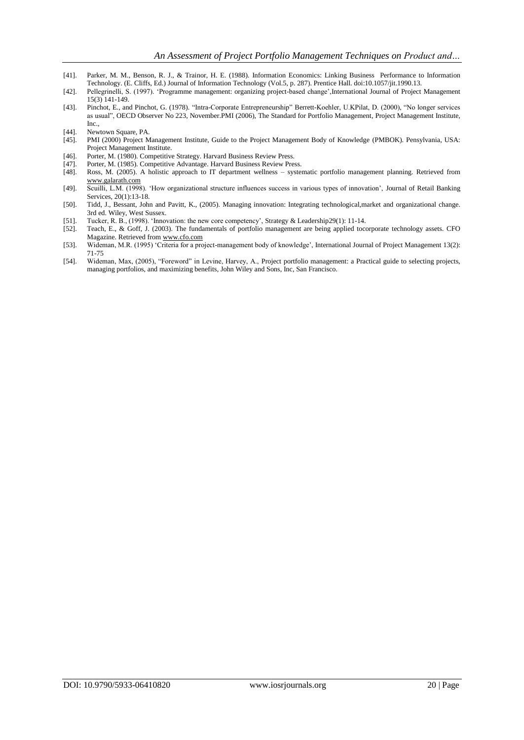[41]. Parker, M. M., Benson, R. J., & Trainor, H. E. (1988). Information Economics: Linking Business Performance to Information Technology. (E. Cliffs, Ed.) Journal of Information Technology (Vol.5, p. 287). Prentice Hall. doi:10.1057/jit.1990.13.

[42]. Pellegrinelli, S. (1997). 'Programme management: organizing project-based change',International Journal of Project Management 15(3) 141-149.

[43]. Pinchot, E., and Pinchot, G. (1978). "Intra-Corporate Entrepreneurship" Berrett-Koehler, U.KPilat, D. (2000), "No longer services as usual", OECD Observer No 223, November.PMI (2006), The Standard for Portfolio Management, Project Management Institute, Inc.,

[44]. Newtown Square, PA.

[45]. PMI (2000) Project Management Institute, Guide to the Project Management Body of Knowledge (PMBOK). Pensylvania, USA: Project Management Institute.

[46]. Porter, M. (1980). Competitive Strategy. Harvard Business Review Press.

[47]. Porter, M. (1985). Competitive Advantage. Harvard Business Review Press.

[48]. Ross, M. (2005). A holistic approach to IT department wellness – systematic portfolio management planning. Retrieved from www.galarath.com

[49]. Scuilli, L.M. (1998). 'How organizational structure influences success in various types of innovation', Journal of Retail Banking Services, 20(1):13-18.

[50]. Tidd, J., Bessant, John and Pavitt, K., (2005). Managing innovation: Integrating technological,market and organizational change. 3rd ed. Wiley, West Sussex.

[51]. Tucker, R. B., (1998). 'Innovation: the new core competency', Strategy & Leadership29(1): 11-14.

[52]. Teach, E., & Goff, J. (2003). The fundamentals of portfolio management are being applied tocorporate technology assets. CFO Magazine. Retrieved from www.cfo.com

[53]. Wideman, M.R. (1995) 'Criteria for a project-management body of knowledge', International Journal of Project Management 13(2): 71-75

[54]. Wideman, Max, (2005), "Foreword" in Levine, Harvey, A., Project portfolio management: a Practical guide to selecting projects, managing portfolios, and maximizing benefits, John Wiley and Sons, Inc, San Francisco.